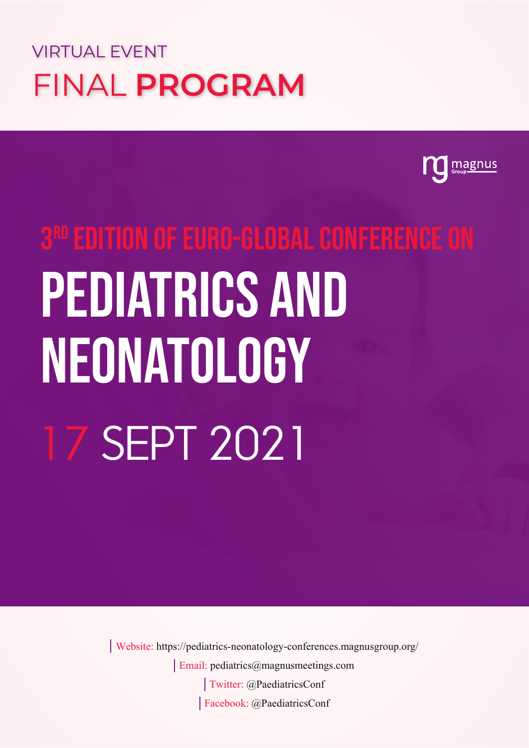VIRTUAL EVENT

# FINAL **PROGRAM**

magnus Group

## 3RD EDITION OF EURO-GLOBAL CONFERENCE ON

# PEDIATRICS AND NEONATOLOGY

## 17 SEPT 2021

Website: https://pediatrics-neonatology-conferences.magnusgroup.org/

Email: pediatrics@magnusmeetings.com

Twitter: @PaediatricsConf

Facebook: @PaediatricsConf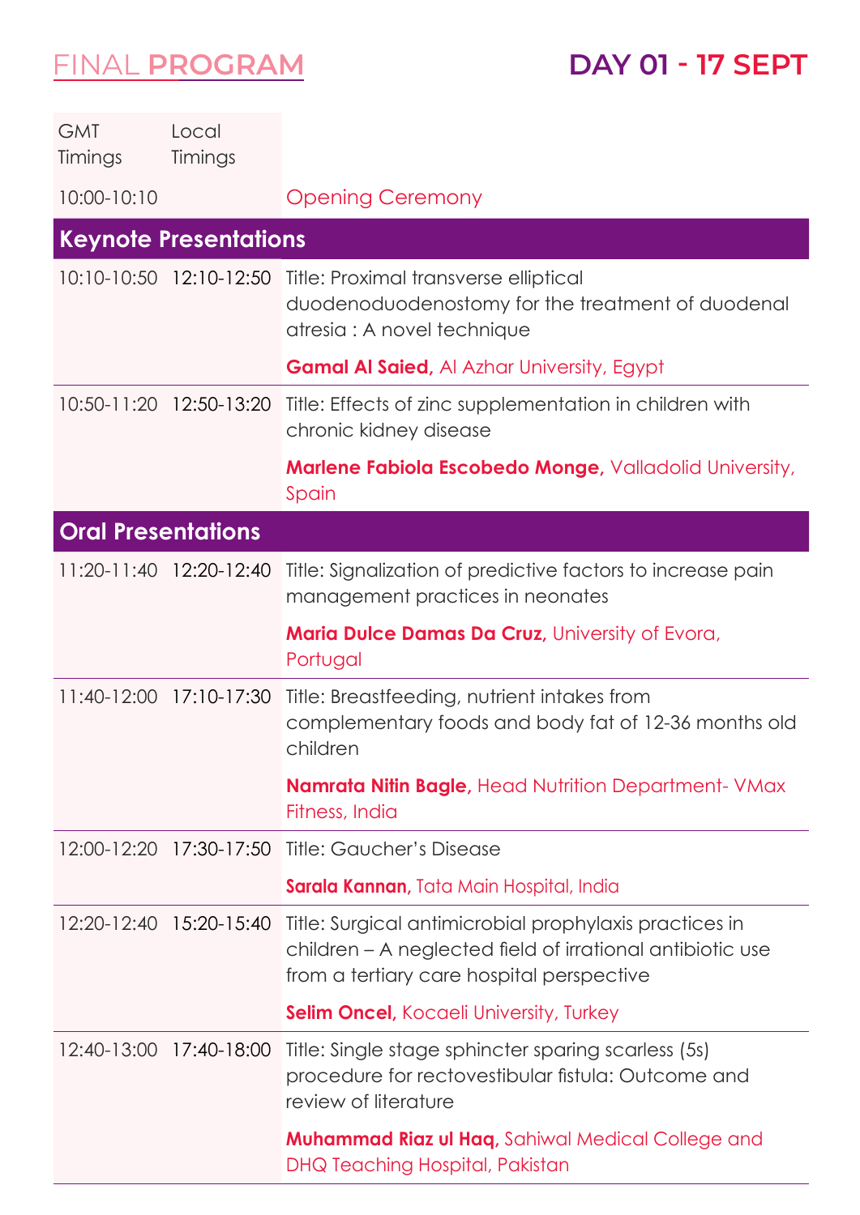# FINAL PROGRAM

## DAY 01 - 17 SEPT

| GMT Timings | Local Timings | |
|---|---|---|
| 10:00-10:10 | | Opening Ceremony |
| **Keynote Presentations** | | |
| 10:10-10:50 | 12:10-12:50 | Title: Proximal transverse elliptical duodenoduodenostomy for the treatment of duodenal atresia : A novel technique<br>**Gamal Al Saied,** Al Azhar University, Egypt |
| 10:50-11:20 | 12:50-13:20 | Title: Effects of zinc supplementation in children with chronic kidney disease<br>**Marlene Fabiola Escobedo Monge,** Valladolid University, Spain |
| **Oral Presentations** | | |
| 11:20-11:40 | 12:20-12:40 | Title: Signalization of predictive factors to increase pain management practices in neonates<br>**Maria Dulce Damas Da Cruz,** University of Evora, Portugal |
| 11:40-12:00 | 17:10-17:30 | Title: Breastfeeding, nutrient intakes from complementary foods and body fat of 12-36 months old children<br>**Namrata Nitin Bagle,** Head Nutrition Department- VMax Fitness, India |
| 12:00-12:20 | 17:30-17:50 | Title: Gaucher's Disease<br>**Sarala Kannan,** Tata Main Hospital, India |
| 12:20-12:40 | 15:20-15:40 | Title: Surgical antimicrobial prophylaxis practices in children – A neglected field of irrational antibiotic use from a tertiary care hospital perspective<br>**Selim Oncel,** Kocaeli University, Turkey |
| 12:40-13:00 | 17:40-18:00 | Title: Single stage sphincter sparing scarless (5s) procedure for rectovestibular fistula: Outcome and review of literature<br>**Muhammad Riaz ul Haq,** Sahiwal Medical College and DHQ Teaching Hospital, Pakistan |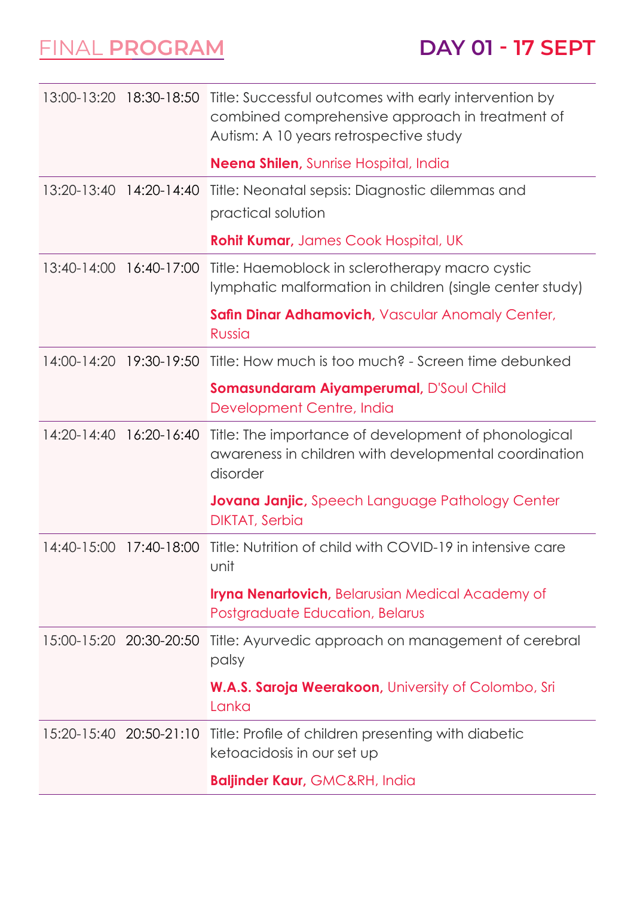# FINAL PROGRAM

## DAY 01 - 17 SEPT

| | | |
|---|---|---|
| 13:00-13:20 | 18:30-18:50 | Title: Successful outcomes with early intervention by combined comprehensive approach in treatment of Autism: A 10 years retrospective study<br><br>**Neena Shilen,** Sunrise Hospital, India |
| 13:20-13:40 | 14:20-14:40 | Title: Neonatal sepsis: Diagnostic dilemmas and practical solution<br><br>**Rohit Kumar,** James Cook Hospital, UK |
| 13:40-14:00 | 16:40-17:00 | Title: Haemoblock in sclerotherapy macro cystic lymphatic malformation in children (single center study)<br><br>**Safin Dinar Adhamovich,** Vascular Anomaly Center, Russia |
| 14:00-14:20 | 19:30-19:50 | Title: How much is too much? - Screen time debunked<br><br>**Somasundaram Aiyamperumal,** D'Soul Child Development Centre, India |
| 14:20-14:40 | 16:20-16:40 | Title: The importance of development of phonological awareness in children with developmental coordination disorder<br><br>**Jovana Janjic,** Speech Language Pathology Center DIKTAT, Serbia |
| 14:40-15:00 | 17:40-18:00 | Title: Nutrition of child with COVID-19 in intensive care unit<br><br>**Iryna Nenartovich,** Belarusian Medical Academy of Postgraduate Education, Belarus |
| 15:00-15:20 | 20:30-20:50 | Title: Ayurvedic approach on management of cerebral palsy<br><br>**W.A.S. Saroja Weerakoon,** University of Colombo, Sri Lanka |
| 15:20-15:40 | 20:50-21:10 | Title: Profile of children presenting with diabetic ketoacidosis in our set up<br><br>**Baljinder Kaur,** GMC&RH, India |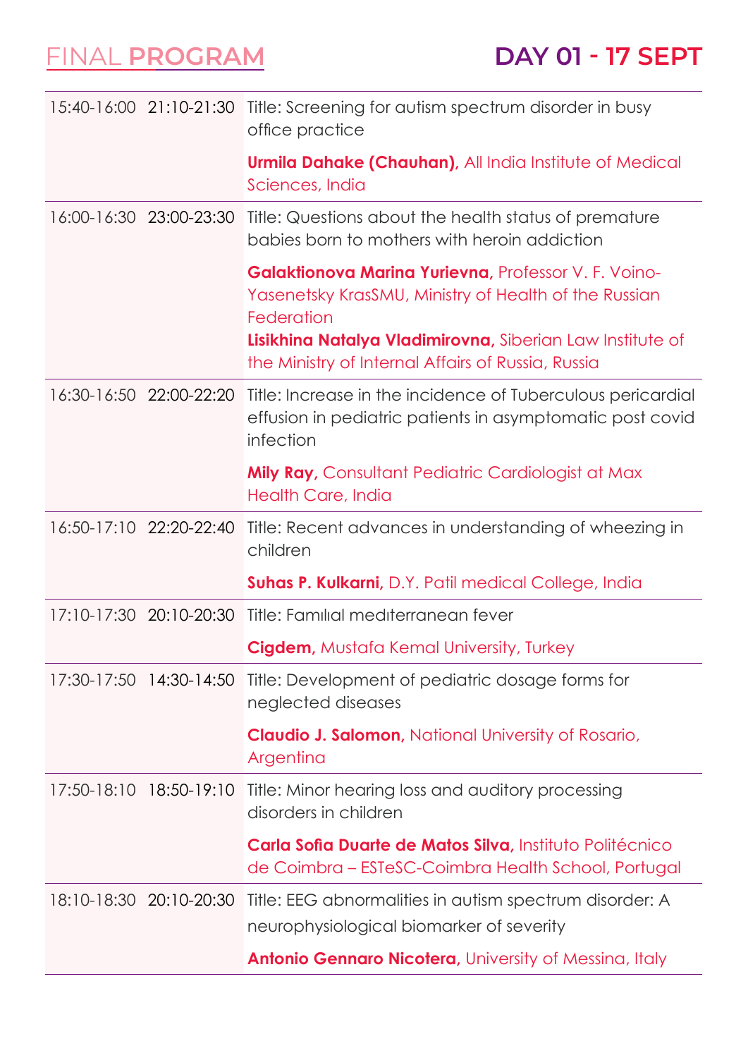# FINAL PROGRAM

## DAY 01 - 17 SEPT

| | | |
|---|---|---|
| 15:40-16:00 | 21:10-21:30 | Title: Screening for autism spectrum disorder in busy office practice<br><br>**Urmila Dahake (Chauhan),** All India Institute of Medical Sciences, India |
| 16:00-16:30 | 23:00-23:30 | Title: Questions about the health status of premature babies born to mothers with heroin addiction<br><br>**Galaktionova Marina Yurievna,** Professor V. F. Voino-Yasenetsky KrasSMU, Ministry of Health of the Russian Federation<br>**Lisikhina Natalya Vladimirovna,** Siberian Law Institute of the Ministry of Internal Affairs of Russia, Russia |
| 16:30-16:50 | 22:00-22:20 | Title: Increase in the incidence of Tuberculous pericardial effusion in pediatric patients in asymptomatic post covid infection<br><br>**Mily Ray,** Consultant Pediatric Cardiologist at Max Health Care, India |
| 16:50-17:10 | 22:20-22:40 | Title: Recent advances in understanding of wheezing in children<br><br>**Suhas P. Kulkarni,** D.Y. Patil medical College, India |
| 17:10-17:30 | 20:10-20:30 | Title: Famılıal medıterranean fever<br><br>**Cigdem,** Mustafa Kemal University, Turkey |
| 17:30-17:50 | 14:30-14:50 | Title: Development of pediatric dosage forms for neglected diseases<br><br>**Claudio J. Salomon,** National University of Rosario, Argentina |
| 17:50-18:10 | 18:50-19:10 | Title: Minor hearing loss and auditory processing disorders in children<br><br>**Carla Sofia Duarte de Matos Silva,** Instituto Politécnico de Coimbra – ESTeSC-Coimbra Health School, Portugal |
| 18:10-18:30 | 20:10-20:30 | Title: EEG abnormalities in autism spectrum disorder: A neurophysiological biomarker of severity<br><br>**Antonio Gennaro Nicotera,** University of Messina, Italy |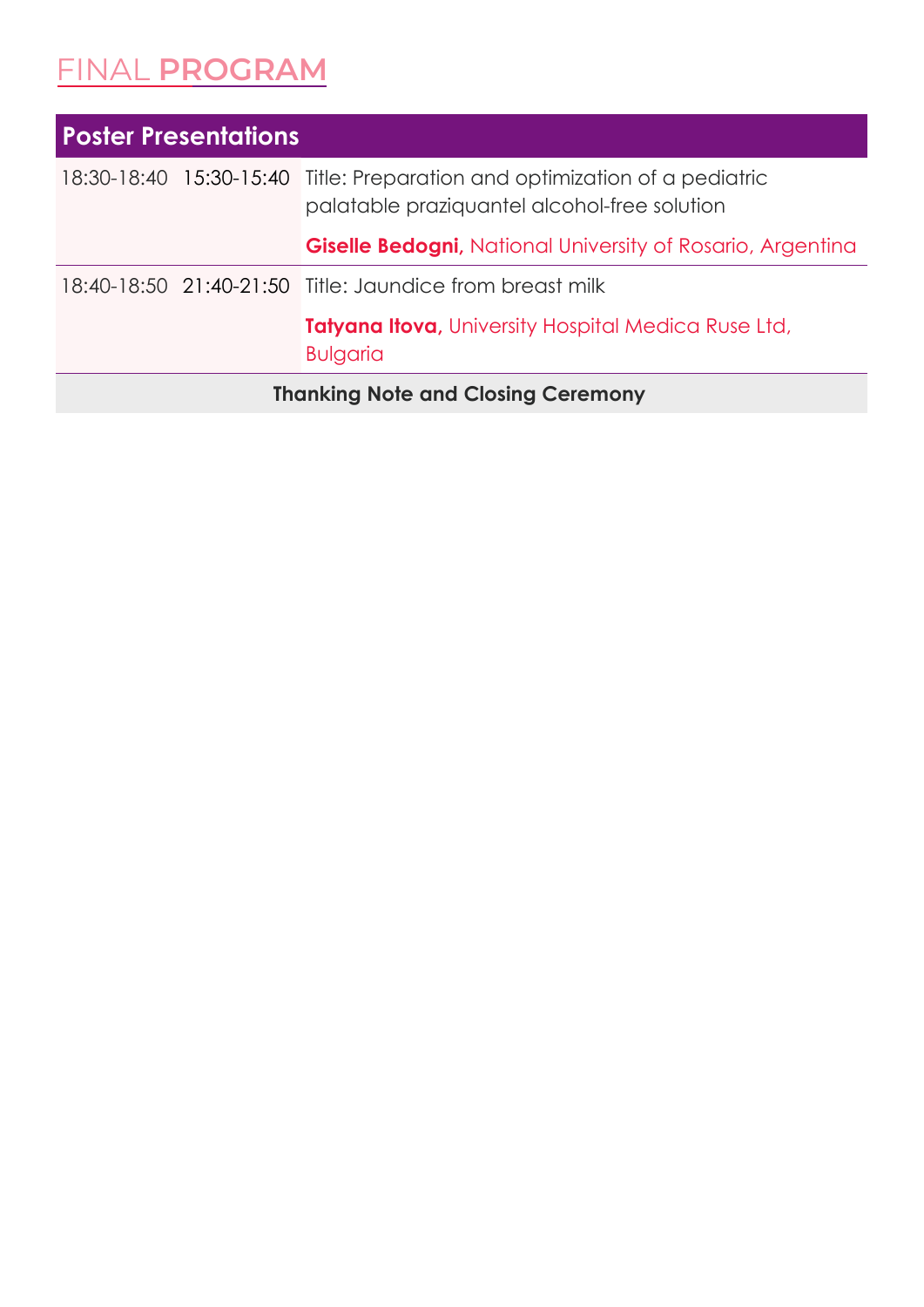# FINAL PROGRAM

| Poster Presentations | | |
|---|---|---|
| 18:30-18:40 | 15:30-15:40 | Title: Preparation and optimization of a pediatric palatable praziquantel alcohol-free solution<br><br>**Giselle Bedogni,** National University of Rosario, Argentina |
| 18:40-18:50 | 21:40-21:50 | Title: Jaundice from breast milk<br><br>**Tatyana Itova,** University Hospital Medica Ruse Ltd, Bulgaria |
| **Thanking Note and Closing Ceremony** | | |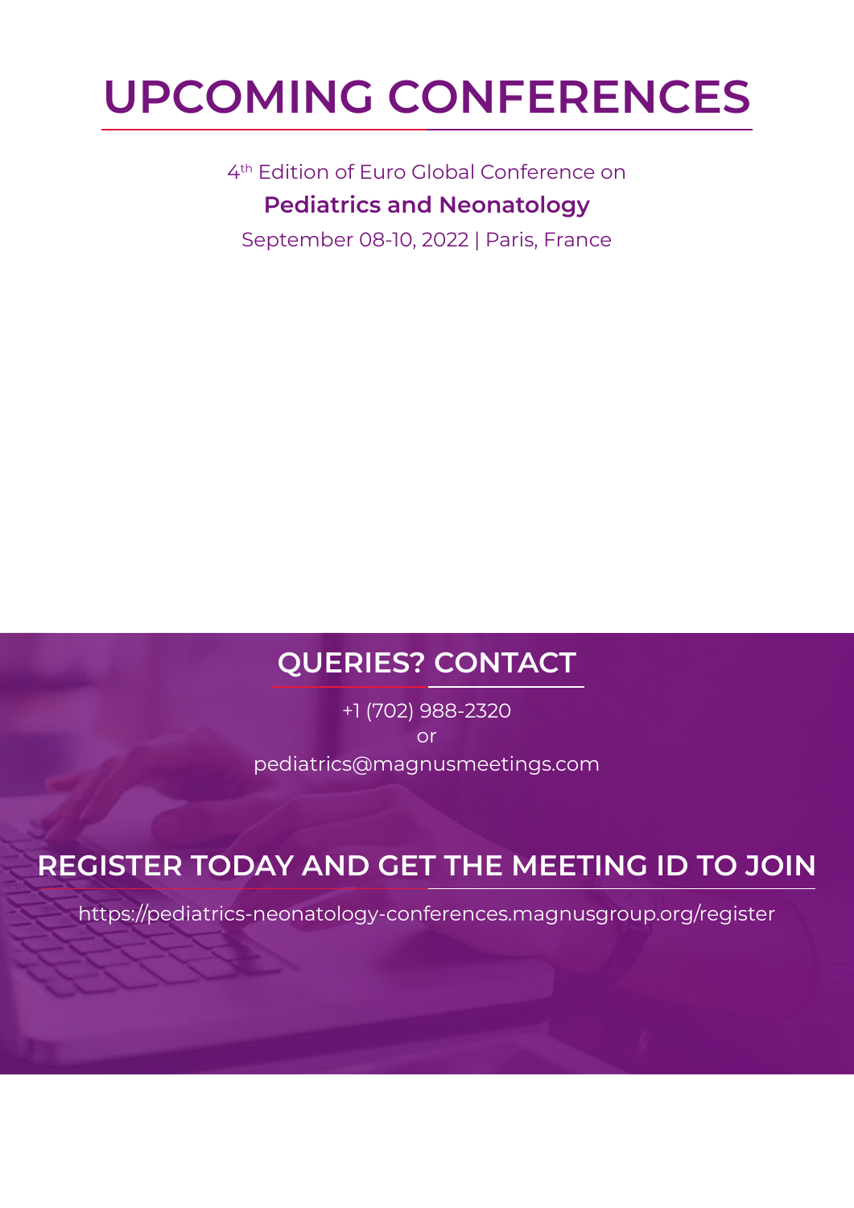# UPCOMING CONFERENCES

4th Edition of Euro Global Conference on

**Pediatrics and Neonatology**

September 08-10, 2022 | Paris, France

## QUERIES? CONTACT

+1 (702) 988-2320

or

pediatrics@magnusmeetings.com

## REGISTER TODAY AND GET THE MEETING ID TO JOIN

https://pediatrics-neonatology-conferences.magnusgroup.org/register